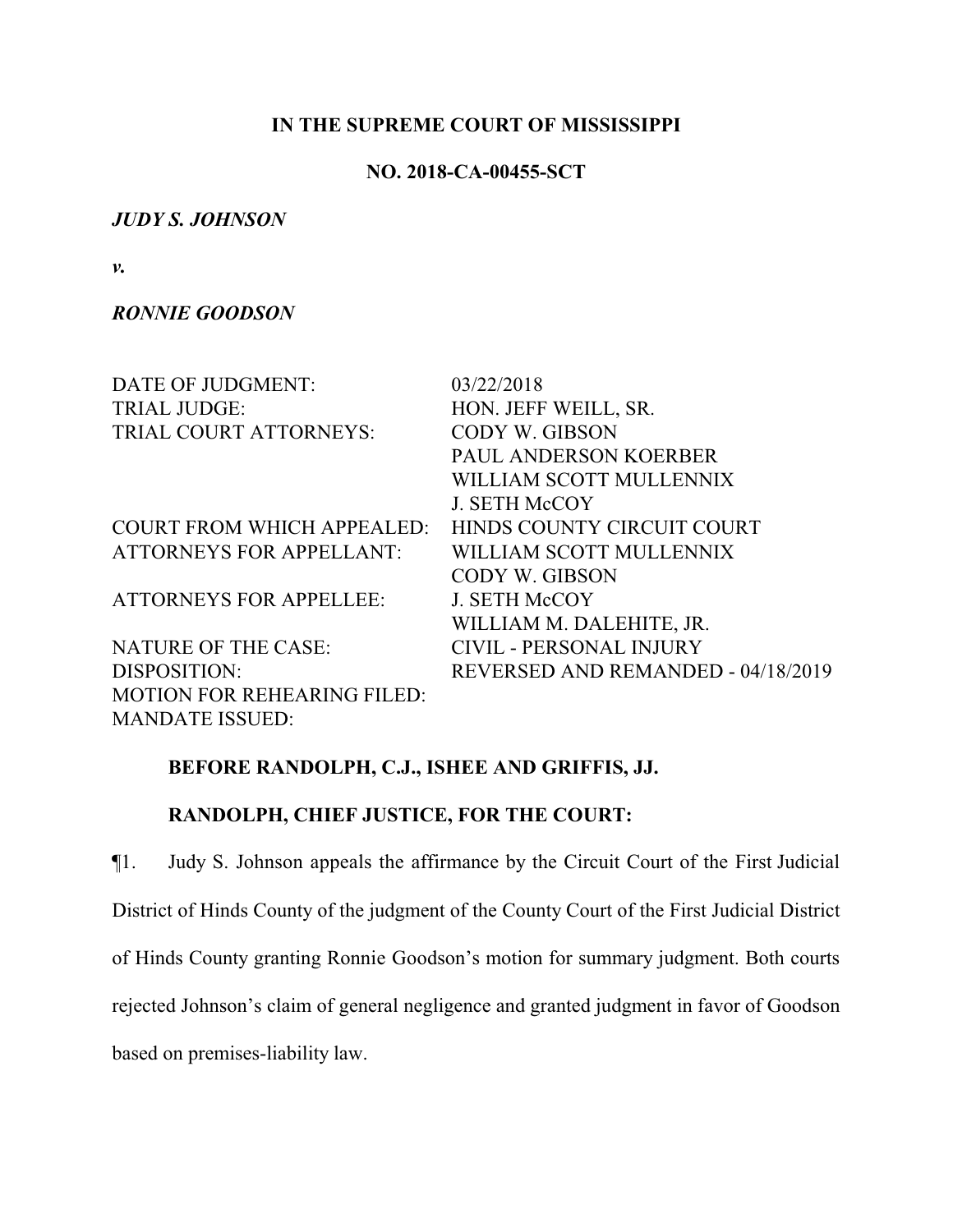**IN THE SUPREME COURT OF MISSISSIPPI**

**NO. 2018-CA-00455-SCT**

***JUDY S. JOHNSON***

***v.***

***RONNIE GOODSON***

| | |
|---|---|
| DATE OF JUDGMENT: | 03/22/2018 |
| TRIAL JUDGE: | HON. JEFF WEILL, SR. |
| TRIAL COURT ATTORNEYS: | CODY W. GIBSON<br>PAUL ANDERSON KOERBER<br>WILLIAM SCOTT MULLENNIX<br>J. SETH McCOY |
| COURT FROM WHICH APPEALED: | HINDS COUNTY CIRCUIT COURT |
| ATTORNEYS FOR APPELLANT: | WILLIAM SCOTT MULLENNIX<br>CODY W. GIBSON |
| ATTORNEYS FOR APPELLEE: | J. SETH McCOY<br>WILLIAM M. DALEHITE, JR. |
| NATURE OF THE CASE: | CIVIL - PERSONAL INJURY |
| DISPOSITION: | REVERSED AND REMANDED - 04/18/2019 |
| MOTION FOR REHEARING FILED: | |
| MANDATE ISSUED: | |

**BEFORE RANDOLPH, C.J., ISHEE AND GRIFFIS, JJ.**

**RANDOLPH, CHIEF JUSTICE, FOR THE COURT:**

¶1. Judy S. Johnson appeals the affirmance by the Circuit Court of the First Judicial District of Hinds County of the judgment of the County Court of the First Judicial District of Hinds County granting Ronnie Goodson's motion for summary judgment. Both courts rejected Johnson's claim of general negligence and granted judgment in favor of Goodson based on premises-liability law.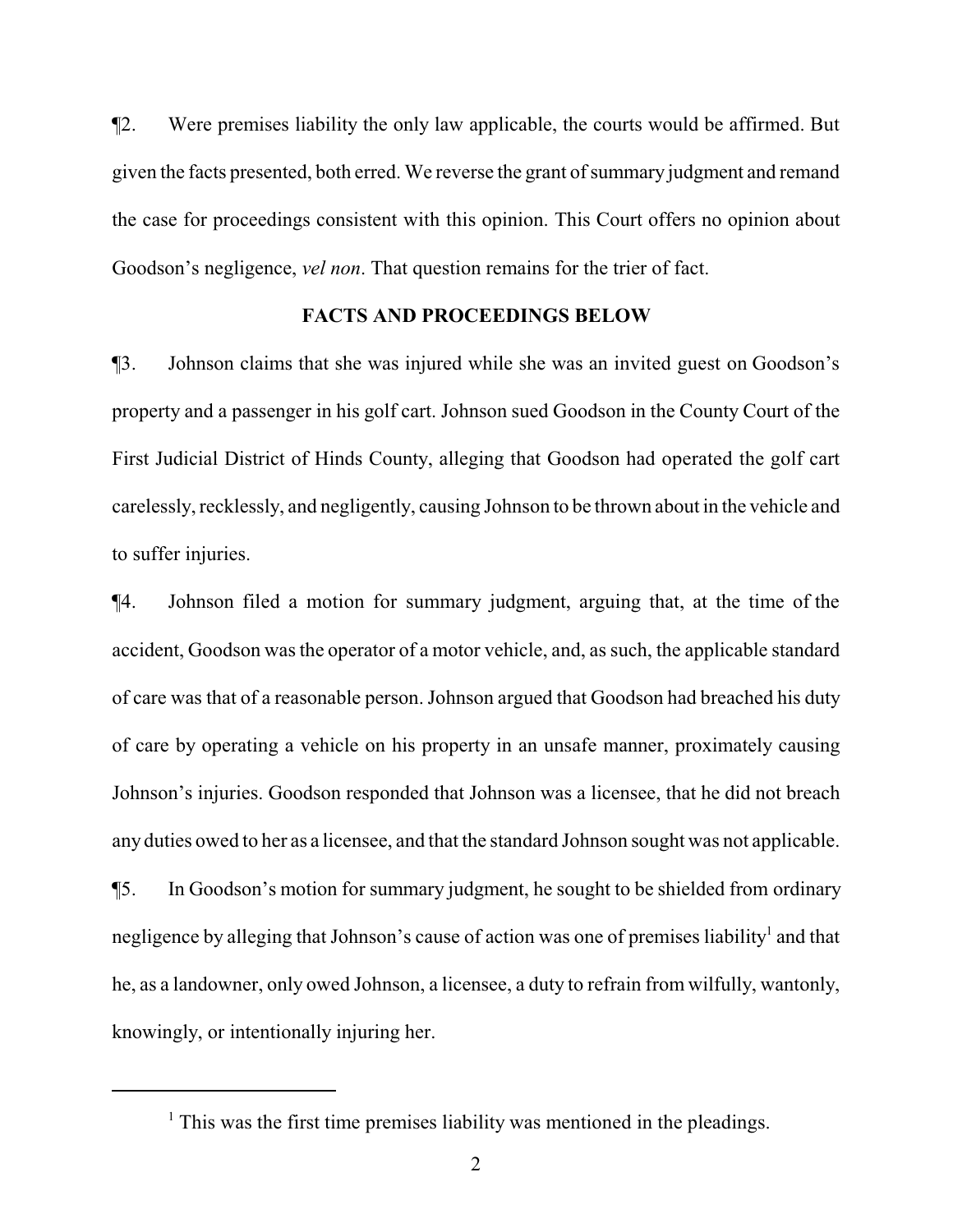¶2. Were premises liability the only law applicable, the courts would be affirmed. But given the facts presented, both erred. We reverse the grant of summary judgment and remand the case for proceedings consistent with this opinion. This Court offers no opinion about Goodson's negligence, *vel non*. That question remains for the trier of fact.

## FACTS AND PROCEEDINGS BELOW

¶3. Johnson claims that she was injured while she was an invited guest on Goodson's property and a passenger in his golf cart. Johnson sued Goodson in the County Court of the First Judicial District of Hinds County, alleging that Goodson had operated the golf cart carelessly, recklessly, and negligently, causing Johnson to be thrown about in the vehicle and to suffer injuries.

¶4. Johnson filed a motion for summary judgment, arguing that, at the time of the accident, Goodson was the operator of a motor vehicle, and, as such, the applicable standard of care was that of a reasonable person. Johnson argued that Goodson had breached his duty of care by operating a vehicle on his property in an unsafe manner, proximately causing Johnson's injuries. Goodson responded that Johnson was a licensee, that he did not breach any duties owed to her as a licensee, and that the standard Johnson sought was not applicable.

¶5. In Goodson's motion for summary judgment, he sought to be shielded from ordinary negligence by alleging that Johnson's cause of action was one of premises liability[1] and that he, as a landowner, only owed Johnson, a licensee, a duty to refrain from wilfully, wantonly, knowingly, or intentionally injuring her.

[1] This was the first time premises liability was mentioned in the pleadings.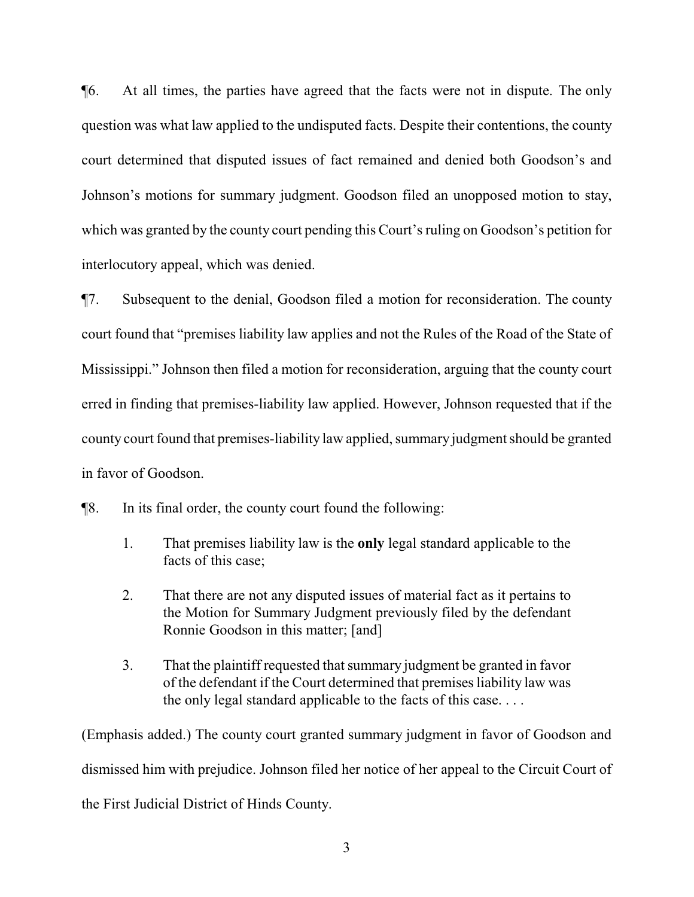¶6. At all times, the parties have agreed that the facts were not in dispute. The only question was what law applied to the undisputed facts. Despite their contentions, the county court determined that disputed issues of fact remained and denied both Goodson's and Johnson's motions for summary judgment. Goodson filed an unopposed motion to stay, which was granted by the county court pending this Court's ruling on Goodson's petition for interlocutory appeal, which was denied.

¶7. Subsequent to the denial, Goodson filed a motion for reconsideration. The county court found that "premises liability law applies and not the Rules of the Road of the State of Mississippi." Johnson then filed a motion for reconsideration, arguing that the county court erred in finding that premises-liability law applied. However, Johnson requested that if the county court found that premises-liability law applied, summary judgment should be granted in favor of Goodson.

¶8. In its final order, the county court found the following:

> 1. That premises liability law is the **only** legal standard applicable to the facts of this case;
>
> 2. That there are not any disputed issues of material fact as it pertains to the Motion for Summary Judgment previously filed by the defendant Ronnie Goodson in this matter; [and]
>
> 3. That the plaintiff requested that summary judgment be granted in favor of the defendant if the Court determined that premises liability law was the only legal standard applicable to the facts of this case. . . .

(Emphasis added.) The county court granted summary judgment in favor of Goodson and dismissed him with prejudice. Johnson filed her notice of her appeal to the Circuit Court of the First Judicial District of Hinds County.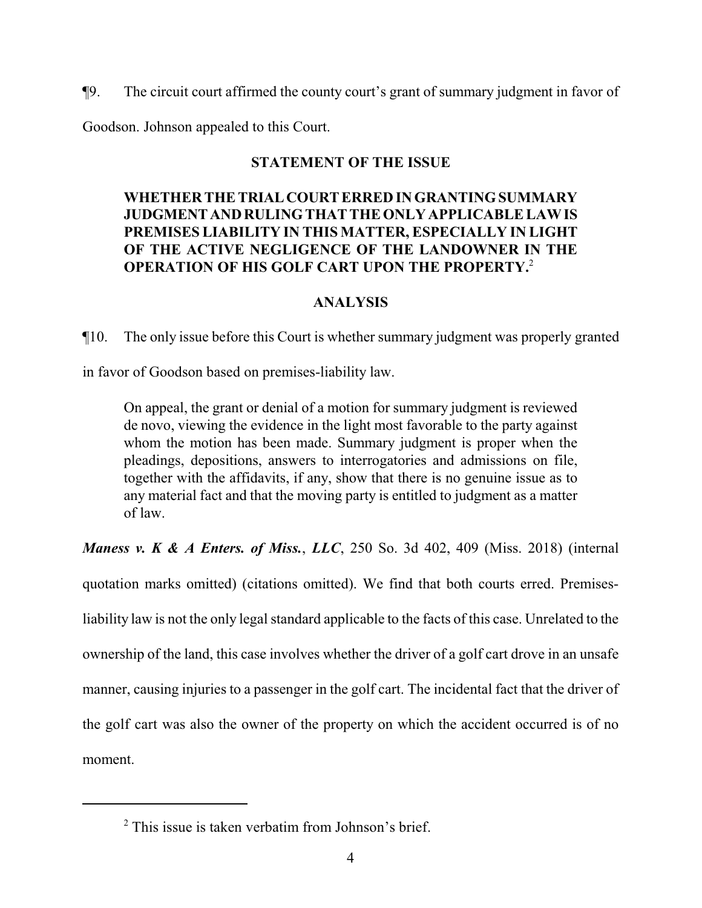¶9. The circuit court affirmed the county court's grant of summary judgment in favor of Goodson. Johnson appealed to this Court.

## STATEMENT OF THE ISSUE

> **WHETHER THE TRIAL COURT ERRED IN GRANTING SUMMARY JUDGMENT AND RULING THAT THE ONLY APPLICABLE LAW IS PREMISES LIABILITY IN THIS MATTER, ESPECIALLY IN LIGHT OF THE ACTIVE NEGLIGENCE OF THE LANDOWNER IN THE OPERATION OF HIS GOLF CART UPON THE PROPERTY.**[2]

## ANALYSIS

¶10. The only issue before this Court is whether summary judgment was properly granted in favor of Goodson based on premises-liability law.

> On appeal, the grant or denial of a motion for summary judgment is reviewed de novo, viewing the evidence in the light most favorable to the party against whom the motion has been made. Summary judgment is proper when the pleadings, depositions, answers to interrogatories and admissions on file, together with the affidavits, if any, show that there is no genuine issue as to any material fact and that the moving party is entitled to judgment as a matter of law.

***Maness v. K & A Enters. of Miss., LLC***, 250 So. 3d 402, 409 (Miss. 2018) (internal quotation marks omitted) (citations omitted). We find that both courts erred. Premises-liability law is not the only legal standard applicable to the facts of this case. Unrelated to the ownership of the land, this case involves whether the driver of a golf cart drove in an unsafe manner, causing injuries to a passenger in the golf cart. The incidental fact that the driver of the golf cart was also the owner of the property on which the accident occurred is of no moment.

---

[2] This issue is taken verbatim from Johnson's brief.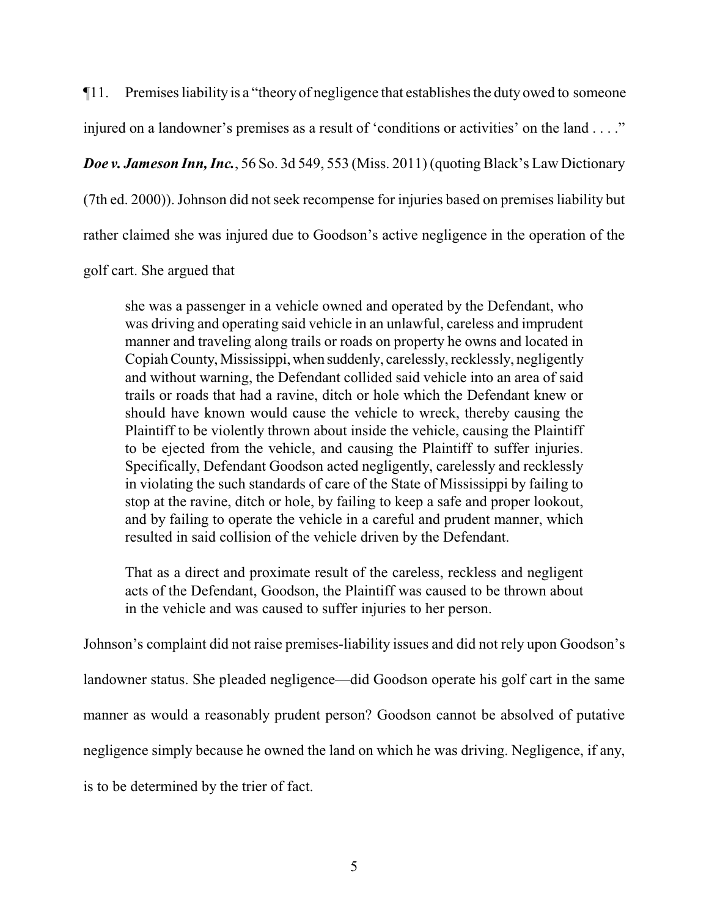¶11. Premises liability is a "theory of negligence that establishes the duty owed to someone injured on a landowner's premises as a result of 'conditions or activities' on the land . . . ." ***Doe v. Jameson Inn, Inc.***, 56 So. 3d 549, 553 (Miss. 2011) (quoting Black's Law Dictionary (7th ed. 2000)). Johnson did not seek recompense for injuries based on premises liability but rather claimed she was injured due to Goodson's active negligence in the operation of the golf cart. She argued that

> she was a passenger in a vehicle owned and operated by the Defendant, who was driving and operating said vehicle in an unlawful, careless and imprudent manner and traveling along trails or roads on property he owns and located in Copiah County, Mississippi, when suddenly, carelessly, recklessly, negligently and without warning, the Defendant collided said vehicle into an area of said trails or roads that had a ravine, ditch or hole which the Defendant knew or should have known would cause the vehicle to wreck, thereby causing the Plaintiff to be violently thrown about inside the vehicle, causing the Plaintiff to be ejected from the vehicle, and causing the Plaintiff to suffer injuries. Specifically, Defendant Goodson acted negligently, carelessly and recklessly in violating the such standards of care of the State of Mississippi by failing to stop at the ravine, ditch or hole, by failing to keep a safe and proper lookout, and by failing to operate the vehicle in a careful and prudent manner, which resulted in said collision of the vehicle driven by the Defendant.
>
> That as a direct and proximate result of the careless, reckless and negligent acts of the Defendant, Goodson, the Plaintiff was caused to be thrown about in the vehicle and was caused to suffer injuries to her person.

Johnson's complaint did not raise premises-liability issues and did not rely upon Goodson's landowner status. She pleaded negligence—did Goodson operate his golf cart in the same manner as would a reasonably prudent person? Goodson cannot be absolved of putative negligence simply because he owned the land on which he was driving. Negligence, if any, is to be determined by the trier of fact.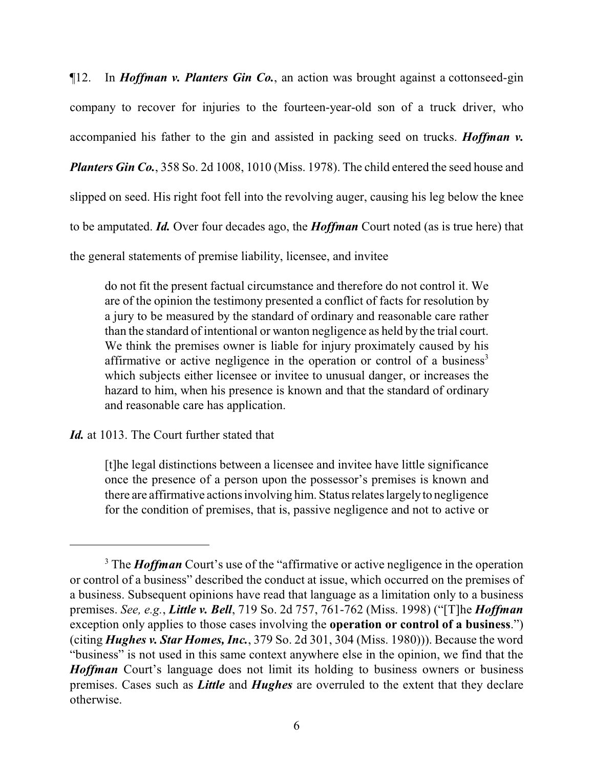¶12. In ***Hoffman v. Planters Gin Co.***, an action was brought against a cottonseed-gin company to recover for injuries to the fourteen-year-old son of a truck driver, who accompanied his father to the gin and assisted in packing seed on trucks. ***Hoffman v. Planters Gin Co.***, 358 So. 2d 1008, 1010 (Miss. 1978). The child entered the seed house and slipped on seed. His right foot fell into the revolving auger, causing his leg below the knee to be amputated. ***Id.*** Over four decades ago, the ***Hoffman*** Court noted (as is true here) that the general statements of premise liability, licensee, and invitee

> do not fit the present factual circumstance and therefore do not control it. We are of the opinion the testimony presented a conflict of facts for resolution by a jury to be measured by the standard of ordinary and reasonable care rather than the standard of intentional or wanton negligence as held by the trial court. We think the premises owner is liable for injury proximately caused by his affirmative or active negligence in the operation or control of a business[3] which subjects either licensee or invitee to unusual danger, or increases the hazard to him, when his presence is known and that the standard of ordinary and reasonable care has application.

***Id.*** at 1013. The Court further stated that

> [t]he legal distinctions between a licensee and invitee have little significance once the presence of a person upon the possessor's premises is known and there are affirmative actions involving him. Status relates largely to negligence for the condition of premises, that is, passive negligence and not to active or

---

[3] The ***Hoffman*** Court's use of the "affirmative or active negligence in the operation or control of a business" described the conduct at issue, which occurred on the premises of a business. Subsequent opinions have read that language as a limitation only to a business premises. *See, e.g.*, ***Little v. Bell***, 719 So. 2d 757, 761-762 (Miss. 1998) ("[T]he ***Hoffman*** exception only applies to those cases involving the **operation or control of a business**.") (citing ***Hughes v. Star Homes, Inc.***, 379 So. 2d 301, 304 (Miss. 1980))). Because the word "business" is not used in this same context anywhere else in the opinion, we find that the ***Hoffman*** Court's language does not limit its holding to business owners or business premises. Cases such as ***Little*** and ***Hughes*** are overruled to the extent that they declare otherwise.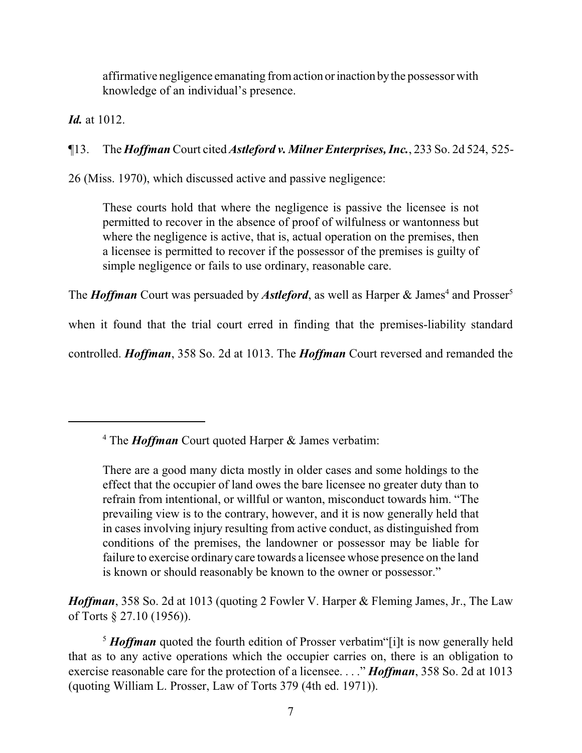affirmative negligence emanating from action or inaction by the possessor with knowledge of an individual's presence.

***Id.*** at 1012.

¶13. The ***Hoffman*** Court cited ***Astleford v. Milner Enterprises, Inc.***, 233 So. 2d 524, 525-26 (Miss. 1970), which discussed active and passive negligence:

> These courts hold that where the negligence is passive the licensee is not permitted to recover in the absence of proof of wilfulness or wantonness but where the negligence is active, that is, actual operation on the premises, then a licensee is permitted to recover if the possessor of the premises is guilty of simple negligence or fails to use ordinary, reasonable care.

The ***Hoffman*** Court was persuaded by ***Astleford***, as well as Harper & James[4] and Prosser[5] when it found that the trial court erred in finding that the premises-liability standard controlled. ***Hoffman***, 358 So. 2d at 1013. The ***Hoffman*** Court reversed and remanded the

---

[4] The ***Hoffman*** Court quoted Harper & James verbatim:

> There are a good many dicta mostly in older cases and some holdings to the effect that the occupier of land owes the bare licensee no greater duty than to refrain from intentional, or willful or wanton, misconduct towards him. "The prevailing view is to the contrary, however, and it is now generally held that in cases involving injury resulting from active conduct, as distinguished from conditions of the premises, the landowner or possessor may be liable for failure to exercise ordinary care towards a licensee whose presence on the land is known or should reasonably be known to the owner or possessor."

***Hoffman***, 358 So. 2d at 1013 (quoting 2 Fowler V. Harper & Fleming James, Jr., The Law of Torts § 27.10 (1956)).

[5] ***Hoffman*** quoted the fourth edition of Prosser verbatim"[i]t is now generally held that as to any active operations which the occupier carries on, there is an obligation to exercise reasonable care for the protection of a licensee. . . ." ***Hoffman***, 358 So. 2d at 1013 (quoting William L. Prosser, Law of Torts 379 (4th ed. 1971)).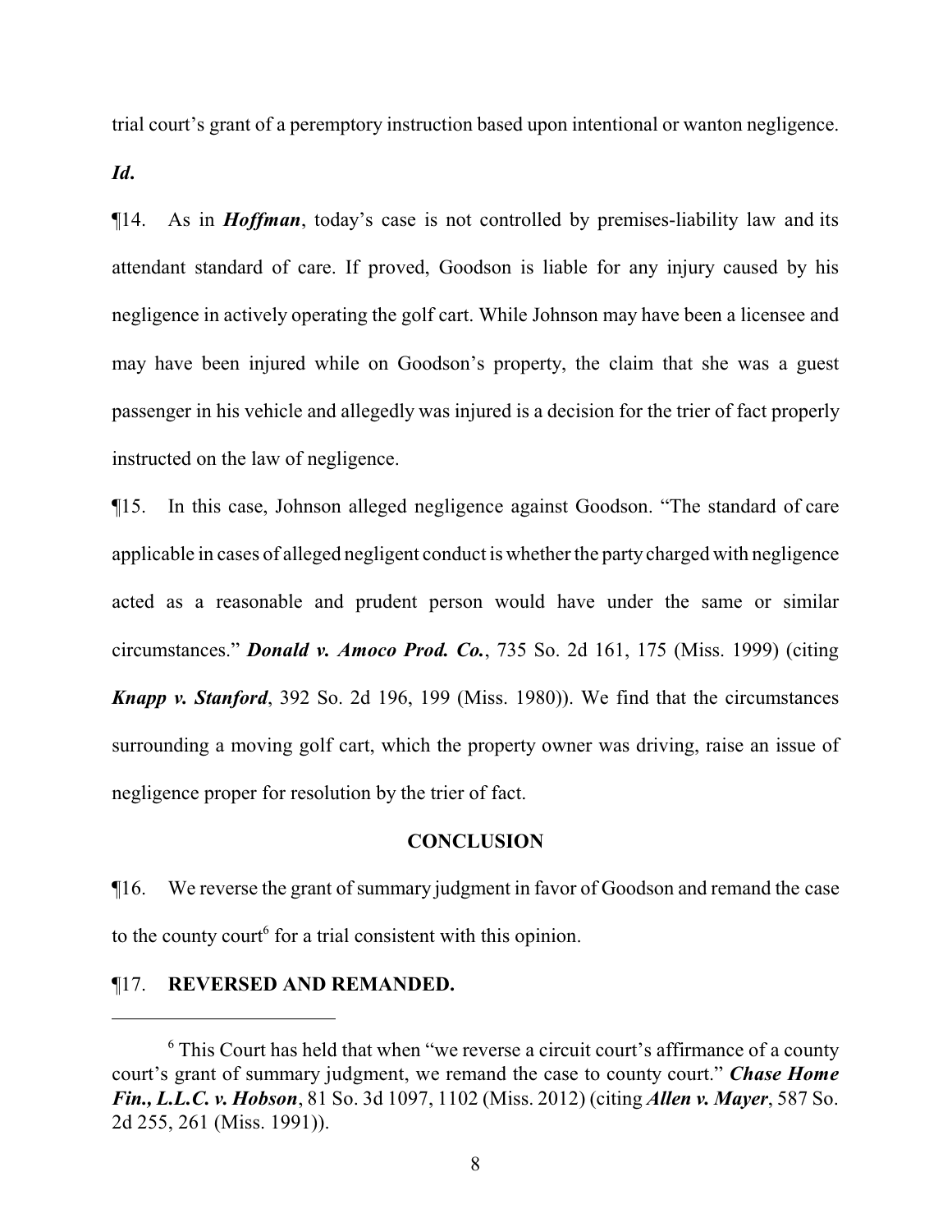trial court's grant of a peremptory instruction based upon intentional or wanton negligence. ***Id.***

¶14. As in ***Hoffman***, today's case is not controlled by premises-liability law and its attendant standard of care. If proved, Goodson is liable for any injury caused by his negligence in actively operating the golf cart. While Johnson may have been a licensee and may have been injured while on Goodson's property, the claim that she was a guest passenger in his vehicle and allegedly was injured is a decision for the trier of fact properly instructed on the law of negligence.

¶15. In this case, Johnson alleged negligence against Goodson. "The standard of care applicable in cases of alleged negligent conduct is whether the party charged with negligence acted as a reasonable and prudent person would have under the same or similar circumstances." ***Donald v. Amoco Prod. Co.***, 735 So. 2d 161, 175 (Miss. 1999) (citing ***Knapp v. Stanford***, 392 So. 2d 196, 199 (Miss. 1980)). We find that the circumstances surrounding a moving golf cart, which the property owner was driving, raise an issue of negligence proper for resolution by the trier of fact.

## CONCLUSION

¶16. We reverse the grant of summary judgment in favor of Goodson and remand the case to the county court[6] for a trial consistent with this opinion.

¶17. **REVERSED AND REMANDED.**

---

[6] This Court has held that when "we reverse a circuit court's affirmance of a county court's grant of summary judgment, we remand the case to county court." ***Chase Home Fin., L.L.C. v. Hobson***, 81 So. 3d 1097, 1102 (Miss. 2012) (citing ***Allen v. Mayer***, 587 So. 2d 255, 261 (Miss. 1991)).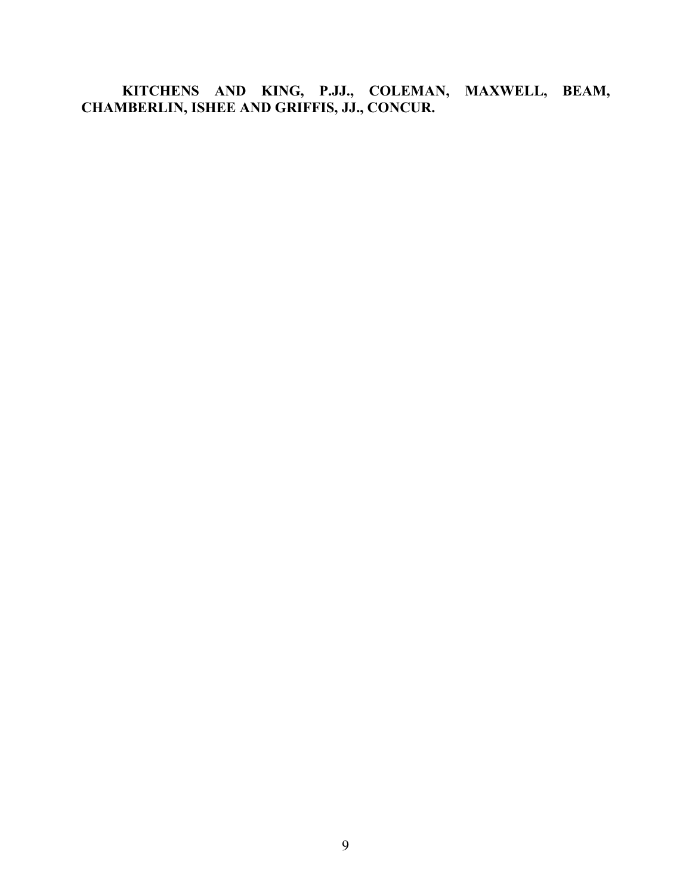**KITCHENS AND KING, P.JJ., COLEMAN, MAXWELL, BEAM, CHAMBERLIN, ISHEE AND GRIFFIS, JJ., CONCUR.**